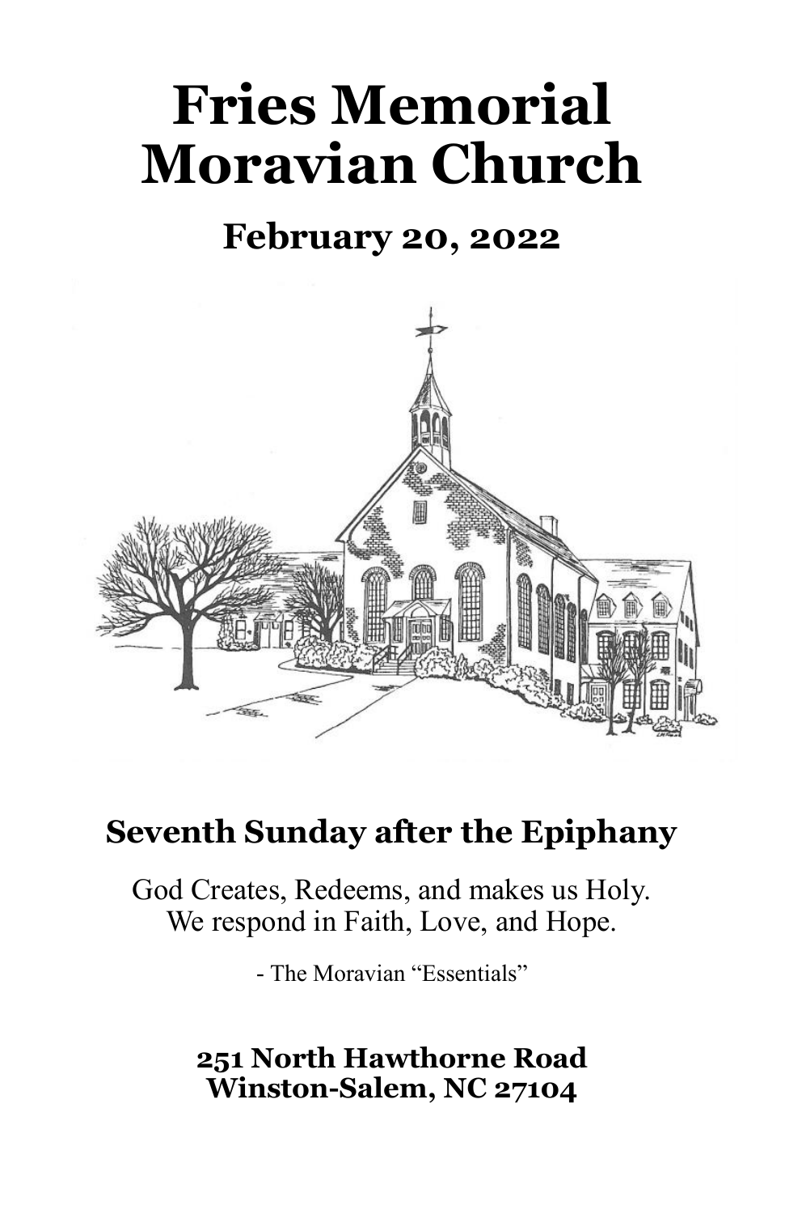# Fries Memorial Moravian Church

## February 20, 2022

## Seventh Sunday after the Epiphany

God Creates, Redeems, and makes us Holy.
We respond in Faith, Love, and Hope.

- The Moravian "Essentials"

**251 North Hawthorne Road**
**Winston-Salem, NC 27104**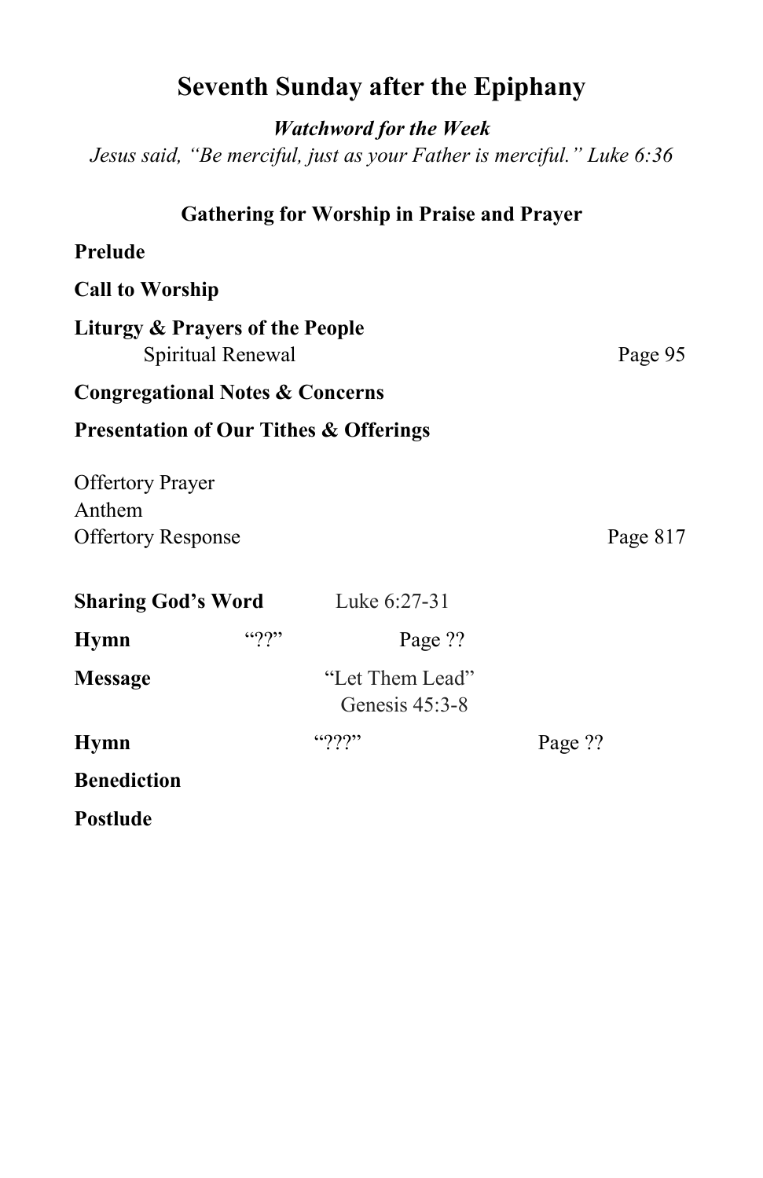# Seventh Sunday after the Epiphany

***Watchword for the Week***

*Jesus said, "Be merciful, just as your Father is merciful." Luke 6:36*

**Gathering for Worship in Praise and Prayer**

**Prelude**

**Call to Worship**

**Liturgy & Prayers of the People**
Spiritual Renewal — Page 95

**Congregational Notes & Concerns**

**Presentation of Our Tithes & Offerings**

Offertory Prayer
Anthem
Offertory Response — Page 817

**Sharing God's Word** — Luke 6:27-31

**Hymn** — "??" — Page ??

**Message** — "Let Them Lead"
Genesis 45:3-8

**Hymn** — "???" — Page ??

**Benediction**

**Postlude**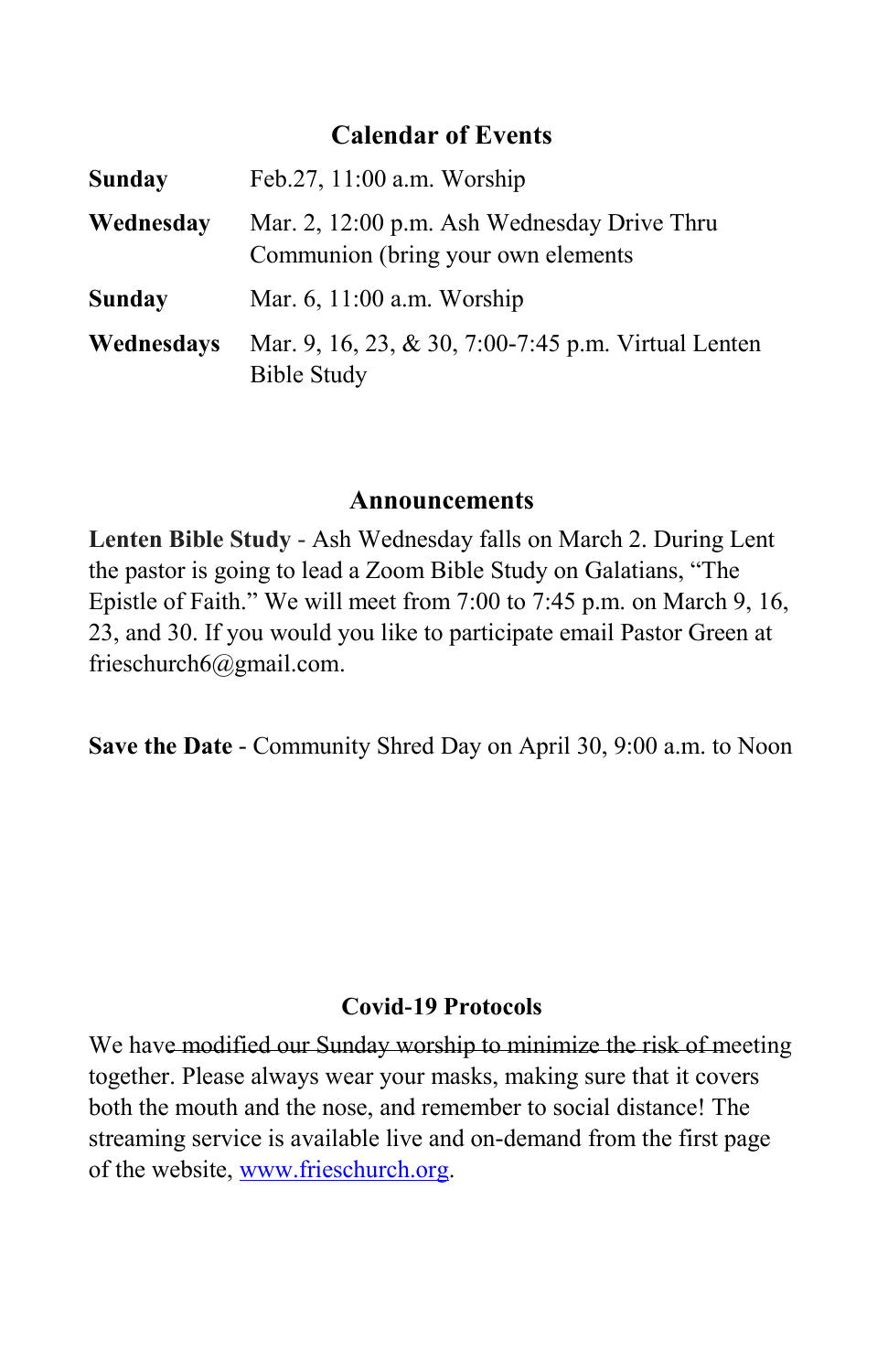## Calendar of Events

| | |
|---|---|
| **Sunday** | Feb.27, 11:00 a.m. Worship |
| **Wednesday** | Mar. 2, 12:00 p.m. Ash Wednesday Drive Thru Communion (bring your own elements |
| **Sunday** | Mar. 6, 11:00 a.m. Worship |
| **Wednesdays** | Mar. 9, 16, 23, & 30, 7:00-7:45 p.m. Virtual Lenten Bible Study |

## Announcements

**Lenten Bible Study** - Ash Wednesday falls on March 2. During Lent the pastor is going to lead a Zoom Bible Study on Galatians, "The Epistle of Faith." We will meet from 7:00 to 7:45 p.m. on March 9, 16, 23, and 30. If you would you like to participate email Pastor Green at frieschurch6@gmail.com.

**Save the Date** - Community Shred Day on April 30, 9:00 a.m. to Noon

## Covid-19 Protocols

We have ~~modified our Sunday worship to minimize the risk of~~ meeting together. Please always wear your masks, making sure that it covers both the mouth and the nose, and remember to social distance! The streaming service is available live and on-demand from the first page of the website, www.frieschurch.org.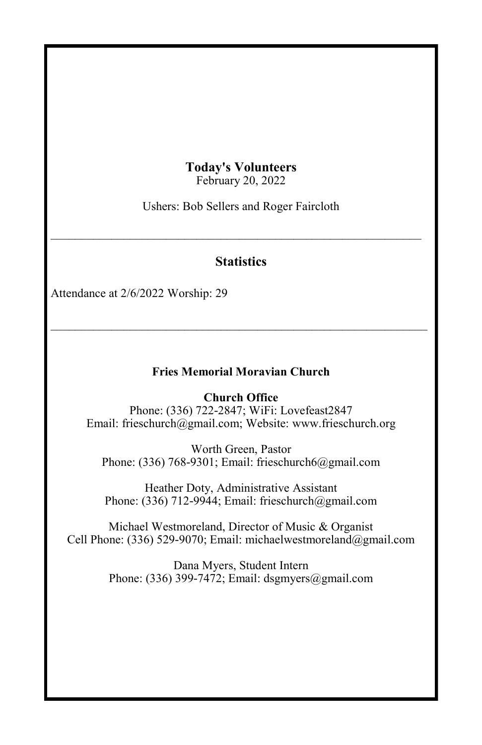## Today's Volunteers

February 20, 2022

Ushers: Bob Sellers and Roger Faircloth

---

## Statistics

Attendance at 2/6/2022 Worship: 29

---

**Fries Memorial Moravian Church**

**Church Office**

Phone: (336) 722-2847; WiFi: Lovefeast2847
Email: frieschurch@gmail.com; Website: www.frieschurch.org

Worth Green, Pastor
Phone: (336) 768-9301; Email: frieschurch6@gmail.com

Heather Doty, Administrative Assistant
Phone: (336) 712-9944; Email: frieschurch@gmail.com

Michael Westmoreland, Director of Music & Organist
Cell Phone: (336) 529-9070; Email: michaelwestmoreland@gmail.com

Dana Myers, Student Intern
Phone: (336) 399-7472; Email: dsgmyers@gmail.com